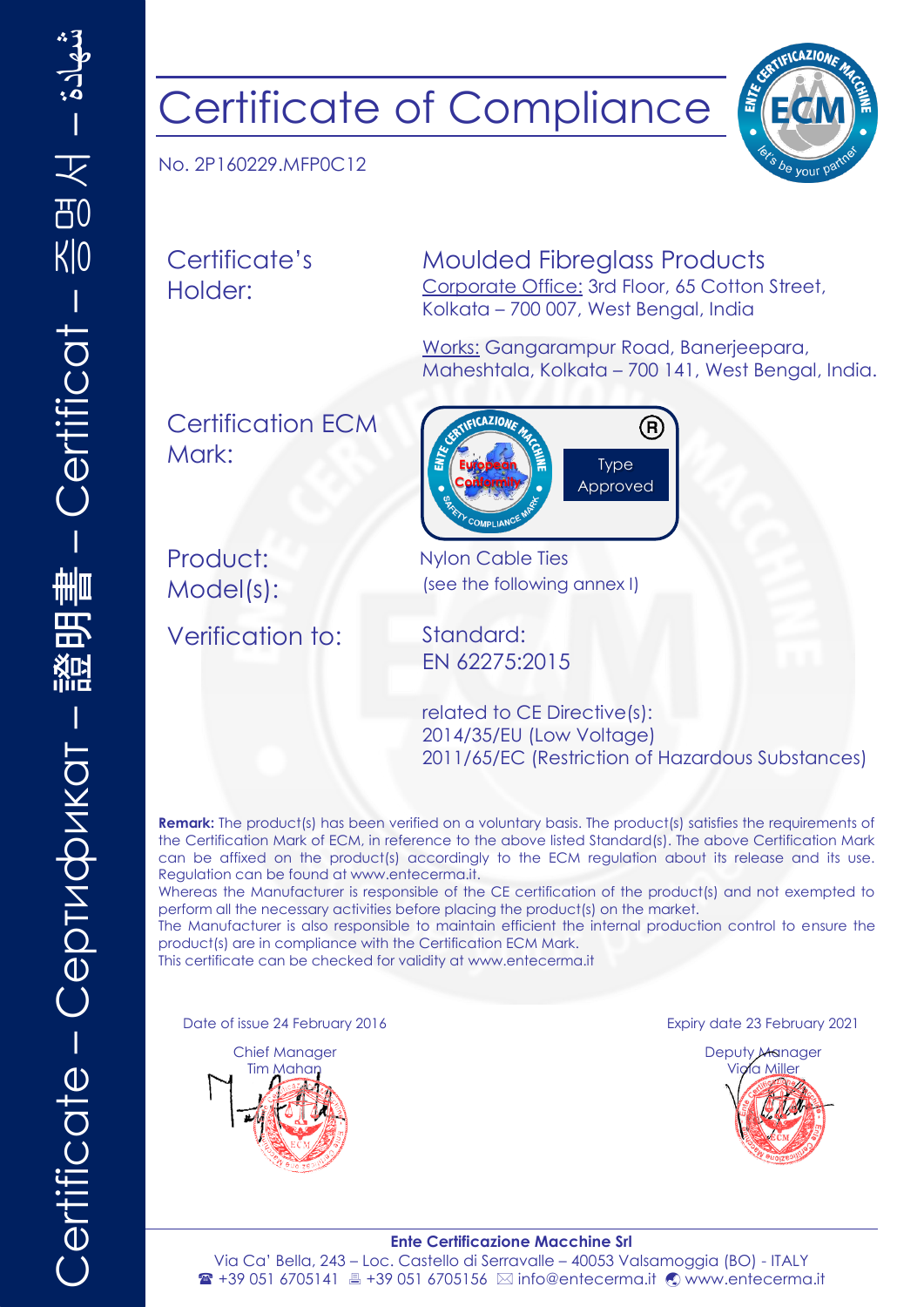# Certificate of Compliance

No. 2P160229.MFP0C12

Certificate's Holder: **Moulded Fibreglass Products**
Corporate Office: 3rd Floor, 65 Cotton Street, Kolkata – 700 007, West Bengal, India

Works: Gangarampur Road, Banerjeepara, Maheshtala, Kolkata – 700 141, West Bengal, India.

Certification ECM Mark: Type Approved

Product: Nylon Cable Ties

Model(s): (see the following annex I)

Verification to: Standard: EN 62275:2015

related to CE Directive(s):
2014/35/EU (Low Voltage)
2011/65/EC (Restriction of Hazardous Substances)

**Remark:** The product(s) has been verified on a voluntary basis. The product(s) satisfies the requirements of the Certification Mark of ECM, in reference to the above listed Standard(s). The above Certification Mark can be affixed on the product(s) accordingly to the ECM regulation about its release and its use. Regulation can be found at www.entecerma.it.
Whereas the Manufacturer is responsible of the CE certification of the product(s) and not exempted to perform all the necessary activities before placing the product(s) on the market.
The Manufacturer is also responsible to maintain efficient the internal production control to ensure the product(s) are in compliance with the Certification ECM Mark.
This certificate can be checked for validity at www.entecerma.it

Date of issue 24 February 2016

Expiry date 23 February 2021

Chief Manager
Tim Mahan

Deputy Manager
Viola Miller

**Ente Certificazione Macchine Srl**
Via Ca' Bella, 243 – Loc. Castello di Serravalle – 40053 Valsamoggia (BO) - ITALY
☎ +39 051 6705141 🖷 +39 051 6705156 ✉ info@entecerma.it www.entecerma.it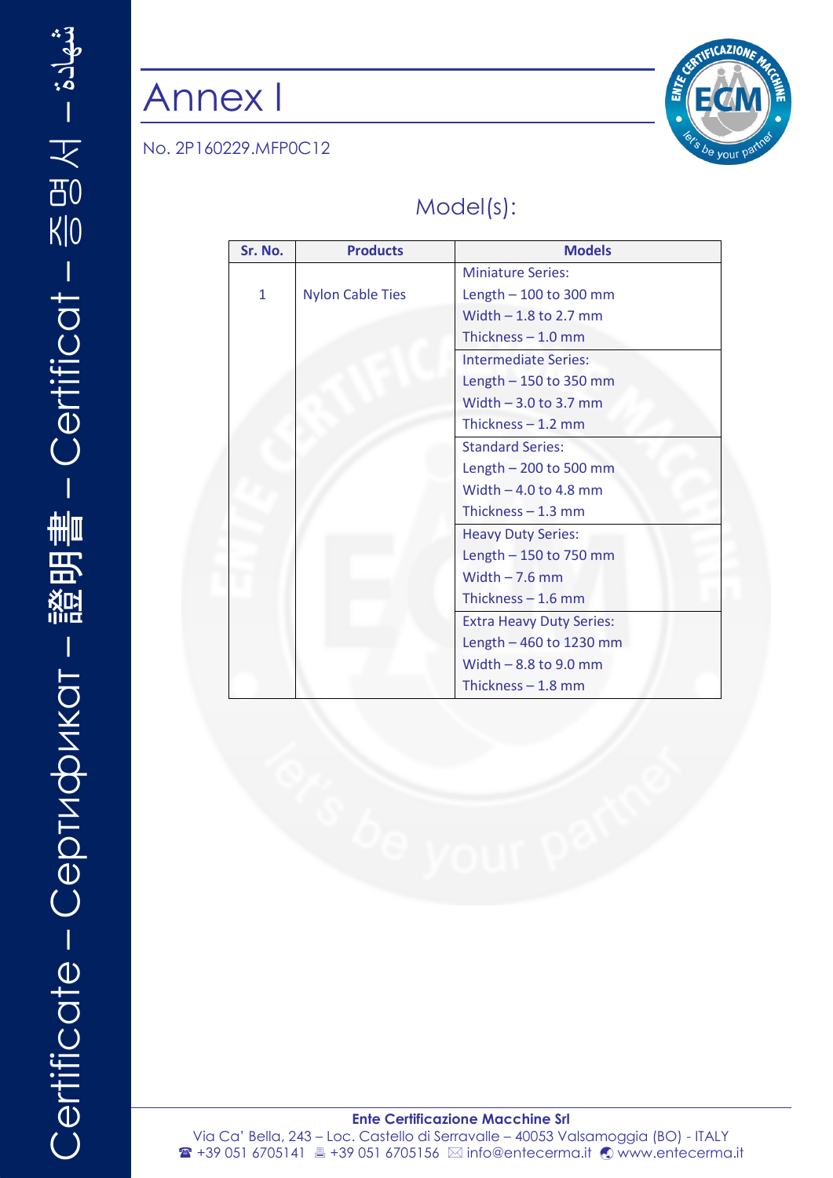# Annex I

No. 2P160229.MFP0C12

## Model(s):

| Sr. No. | Products | Models |
|---|---|---|
| 1 | Nylon Cable Ties | Miniature Series:<br>Length – 100 to 300 mm<br>Width – 1.8 to 2.7 mm<br>Thickness – 1.0 mm |
| | | Intermediate Series:<br>Length – 150 to 350 mm<br>Width – 3.0 to 3.7 mm<br>Thickness – 1.2 mm |
| | | Standard Series:<br>Length – 200 to 500 mm<br>Width – 4.0 to 4.8 mm<br>Thickness – 1.3 mm |
| | | Heavy Duty Series:<br>Length – 150 to 750 mm<br>Width – 7.6 mm<br>Thickness – 1.6 mm |
| | | Extra Heavy Duty Series:<br>Length – 460 to 1230 mm<br>Width – 8.8 to 9.0 mm<br>Thickness – 1.8 mm |

**Ente Certificazione Macchine Srl**
Via Ca' Bella, 243 – Loc. Castello di Serravalle – 40053 Valsamoggia (BO) - ITALY
☎ +39 051 6705141 🖷 +39 051 6705156 ✉ info@entecerma.it 🌐 www.entecerma.it